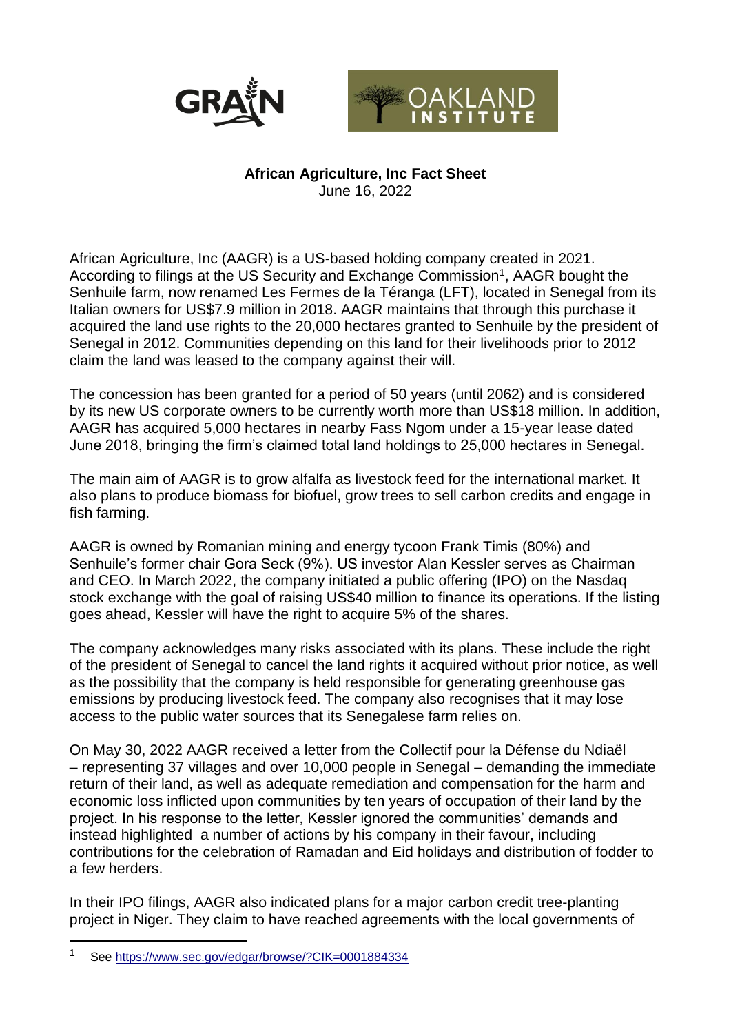**African Agriculture, Inc Fact Sheet**
June 16, 2022

African Agriculture, Inc (AAGR) is a US-based holding company created in 2021. According to filings at the US Security and Exchange Commission[1], AAGR bought the Senhuile farm, now renamed Les Fermes de la Téranga (LFT), located in Senegal from its Italian owners for US$7.9 million in 2018. AAGR maintains that through this purchase it acquired the land use rights to the 20,000 hectares granted to Senhuile by the president of Senegal in 2012. Communities depending on this land for their livelihoods prior to 2012 claim the land was leased to the company against their will.

The concession has been granted for a period of 50 years (until 2062) and is considered by its new US corporate owners to be currently worth more than US$18 million. In addition, AAGR has acquired 5,000 hectares in nearby Fass Ngom under a 15-year lease dated June 2018, bringing the firm's claimed total land holdings to 25,000 hectares in Senegal.

The main aim of AAGR is to grow alfalfa as livestock feed for the international market. It also plans to produce biomass for biofuel, grow trees to sell carbon credits and engage in fish farming.

AAGR is owned by Romanian mining and energy tycoon Frank Timis (80%) and Senhuile's former chair Gora Seck (9%). US investor Alan Kessler serves as Chairman and CEO. In March 2022, the company initiated a public offering (IPO) on the Nasdaq stock exchange with the goal of raising US$40 million to finance its operations. If the listing goes ahead, Kessler will have the right to acquire 5% of the shares.

The company acknowledges many risks associated with its plans. These include the right of the president of Senegal to cancel the land rights it acquired without prior notice, as well as the possibility that the company is held responsible for generating greenhouse gas emissions by producing livestock feed. The company also recognises that it may lose access to the public water sources that its Senegalese farm relies on.

On May 30, 2022 AAGR received a letter from the Collectif pour la Défense du Ndiaël – representing 37 villages and over 10,000 people in Senegal – demanding the immediate return of their land, as well as adequate remediation and compensation for the harm and economic loss inflicted upon communities by ten years of occupation of their land by the project. In his response to the letter, Kessler ignored the communities' demands and instead highlighted a number of actions by his company in their favour, including contributions for the celebration of Ramadan and Eid holidays and distribution of fodder to a few herders.

In their IPO filings, AAGR also indicated plans for a major carbon credit tree-planting project in Niger. They claim to have reached agreements with the local governments of

[1] See https://www.sec.gov/edgar/browse/?CIK=0001884334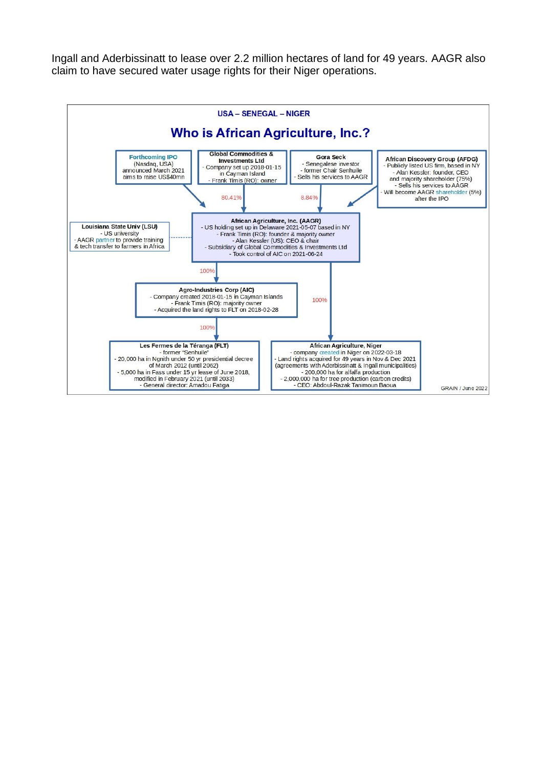Ingall and Aderbissinatt to lease over 2.2 million hectares of land for 49 years. AAGR also claim to have secured water usage rights for their Niger operations.

USA – SENEGAL – NIGER

**Who is African Agriculture, Inc.?**

**Forthcoming IPO**
(Nasdaq, USA)
announced March 2021
aims to raise US$40mn

**Global Commodities & Investments Ltd**
- Company set up 2018-01-15 in Cayman Island
- Frank Timis (RO): owner

**Gora Seck**
- Senegalese investor
- former Chair Senhuile
- Sells his services to AAGR

**African Discovery Group (AFDG)**
- Publicly listed US firm, based in NY
- Alan Kessler: founder, CEO and majority shareholder (75%)
- Sells his services to AAGR
- Will become AAGR shareholder (5%) after the IPO

80.41%

8.84%

**Louisiana State Univ (LSU)**
- US university
- AAGR partner to provide training & tech transfer to farmers in Africa

**African Agriculture, Inc. (AAGR)**
- US holding set up in Delaware 2021-05-07 based in NY
- Frank Timis (RO): founder & majority owner
- Alan Kessler (US): CEO & chair
- Subsidiary of Global Commodities & Investments Ltd
- Took control of AIC on 2021-06-24

100%

100%

**Agro-Industries Corp (AIC)**
- Company created 2018-01-15 in Cayman Islands
- Frank Timis (RO): majority owner
- Acquired the land rights to FLT on 2018-02-28

100%

**Les Fermes de la Téranga (FLT)**
- former "Senhuile"
- 20,000 ha in Ngnith under 50 yr presidential decree of March 2012 (until 2062)
- 5,000 ha in Fass under 15 yr lease of June 2018, modified in February 2021 (until 2033)
- General director: Amadou Fatiga

**African Agriculture, Niger**
- company created in Niger on 2022-03-18
- Land rights acquired for 49 years in Nov & Dec 2021 (agreements with Aderbissinatt & Ingall municipalities)
- 200,000 ha for alfalfa production
- 2,000,000 ha for tree production (carbon credits)
- CEO: Abdoul-Razak Tanimoun Baoua

GRAIN / June 2022